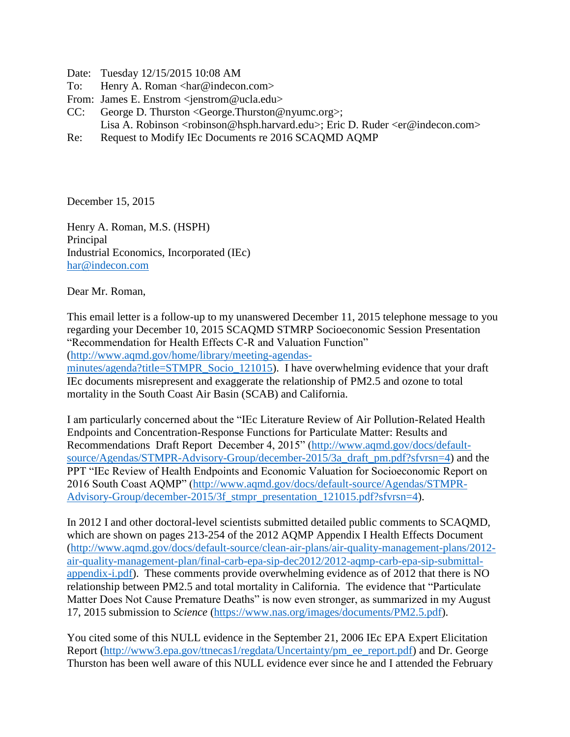Date: Tuesday 12/15/2015 10:08 AM
To: Henry A. Roman <har@indecon.com>
From: James E. Enstrom <jenstrom@ucla.edu>
CC: George D. Thurston <George.Thurston@nyumc.org>;
Lisa A. Robinson <robinson@hsph.harvard.edu>; Eric D. Ruder <er@indecon.com>
Re: Request to Modify IEc Documents re 2016 SCAQMD AQMP

December 15, 2015

Henry A. Roman, M.S. (HSPH)
Principal
Industrial Economics, Incorporated (IEc)
har@indecon.com

Dear Mr. Roman,

This email letter is a follow-up to my unanswered December 11, 2015 telephone message to you regarding your December 10, 2015 SCAQMD STMRP Socioeconomic Session Presentation "Recommendation for Health Effects C-R and Valuation Function" (http://www.aqmd.gov/home/library/meeting-agendas-minutes/agenda?title=STMPR_Socio_121015). I have overwhelming evidence that your draft IEc documents misrepresent and exaggerate the relationship of PM2.5 and ozone to total mortality in the South Coast Air Basin (SCAB) and California.

I am particularly concerned about the "IEc Literature Review of Air Pollution-Related Health Endpoints and Concentration-Response Functions for Particulate Matter: Results and Recommendations Draft Report December 4, 2015" (http://www.aqmd.gov/docs/default-source/Agendas/STMPR-Advisory-Group/december-2015/3a_draft_pm.pdf?sfvrsn=4) and the PPT "IEc Review of Health Endpoints and Economic Valuation for Socioeconomic Report on 2016 South Coast AQMP" (http://www.aqmd.gov/docs/default-source/Agendas/STMPR-Advisory-Group/december-2015/3f_stmpr_presentation_121015.pdf?sfvrsn=4).

In 2012 I and other doctoral-level scientists submitted detailed public comments to SCAQMD, which are shown on pages 213-254 of the 2012 AQMP Appendix I Health Effects Document (http://www.aqmd.gov/docs/default-source/clean-air-plans/air-quality-management-plans/2012-air-quality-management-plan/final-carb-epa-sip-dec2012/2012-aqmp-carb-epa-sip-submittal-appendix-i.pdf). These comments provide overwhelming evidence as of 2012 that there is NO relationship between PM2.5 and total mortality in California. The evidence that "Particulate Matter Does Not Cause Premature Deaths" is now even stronger, as summarized in my August 17, 2015 submission to *Science* (https://www.nas.org/images/documents/PM2.5.pdf).

You cited some of this NULL evidence in the September 21, 2006 IEc EPA Expert Elicitation Report (http://www3.epa.gov/ttnecas1/regdata/Uncertainty/pm_ee_report.pdf) and Dr. George Thurston has been well aware of this NULL evidence ever since he and I attended the February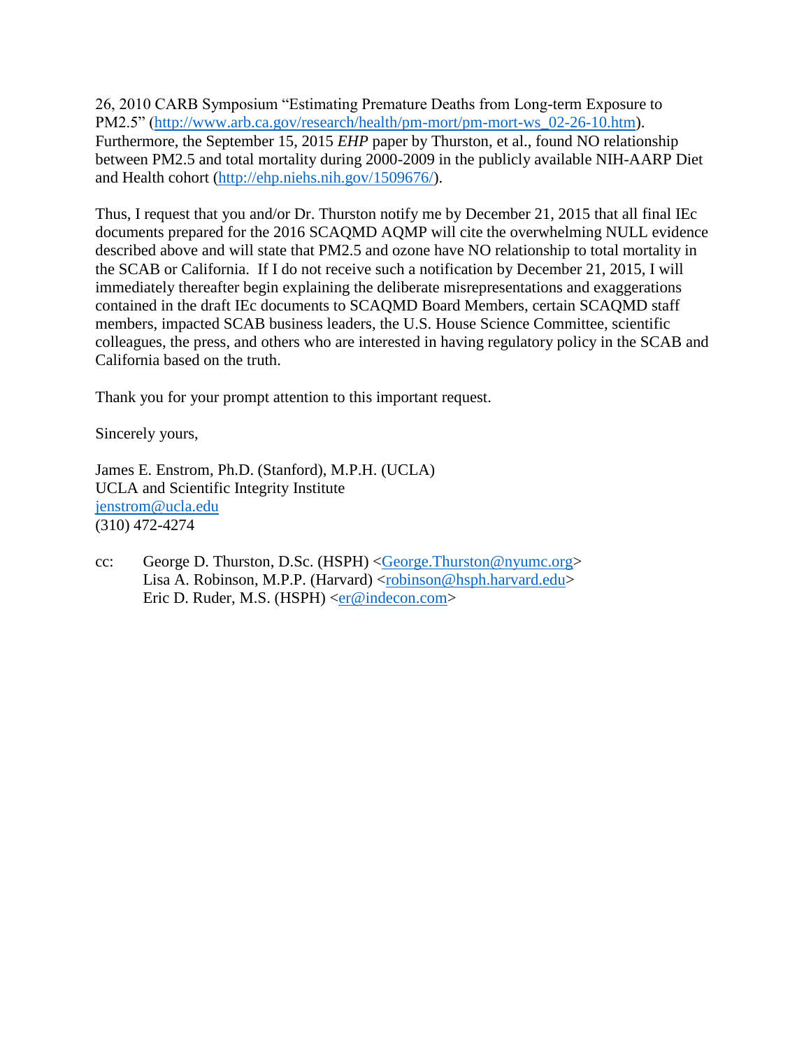26, 2010 CARB Symposium "Estimating Premature Deaths from Long-term Exposure to PM2.5" (http://www.arb.ca.gov/research/health/pm-mort/pm-mort-ws_02-26-10.htm). Furthermore, the September 15, 2015 *EHP* paper by Thurston, et al., found NO relationship between PM2.5 and total mortality during 2000-2009 in the publicly available NIH-AARP Diet and Health cohort (http://ehp.niehs.nih.gov/1509676/).

Thus, I request that you and/or Dr. Thurston notify me by December 21, 2015 that all final IEc documents prepared for the 2016 SCAQMD AQMP will cite the overwhelming NULL evidence described above and will state that PM2.5 and ozone have NO relationship to total mortality in the SCAB or California. If I do not receive such a notification by December 21, 2015, I will immediately thereafter begin explaining the deliberate misrepresentations and exaggerations contained in the draft IEc documents to SCAQMD Board Members, certain SCAQMD staff members, impacted SCAB business leaders, the U.S. House Science Committee, scientific colleagues, the press, and others who are interested in having regulatory policy in the SCAB and California based on the truth.

Thank you for your prompt attention to this important request.

Sincerely yours,

James E. Enstrom, Ph.D. (Stanford), M.P.H. (UCLA)
UCLA and Scientific Integrity Institute
jenstrom@ucla.edu
(310) 472-4274

cc: George D. Thurston, D.Sc. (HSPH) <George.Thurston@nyumc.org>
Lisa A. Robinson, M.P.P. (Harvard) <robinson@hsph.harvard.edu>
Eric D. Ruder, M.S. (HSPH) <er@indecon.com>